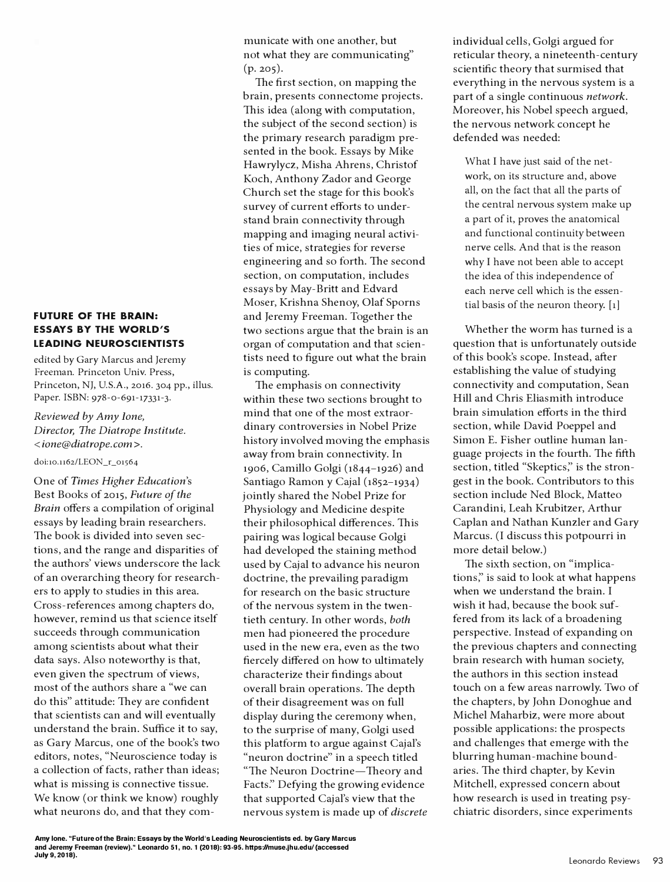## FUTURE OF THE BRAIN: ESSAYS BY THE WORLD'S LEADING NEUROSCIENTISTS

edited by Gary Marcus and Jeremy Freeman. Princeton Univ. Press, Princeton, NJ, U.S.A., 2016. 304 pp., illus. Paper. ISBN: 978-0-691-17331-3.

*Reviewed by Amy Ione, Director, The Diatrope Institute. <ione@diatrope.com>.*

doi:10.1162/LEON_r_01564

One of *Times Higher Education*'s Best Books of 2015, *Future of the Brain* offers a compilation of original essays by leading brain researchers. The book is divided into seven sections, and the range and disparities of the authors' views underscore the lack of an overarching theory for researchers to apply to studies in this area. Cross-references among chapters do, however, remind us that science itself succeeds through communication among scientists about what their data says. Also noteworthy is that, even given the spectrum of views, most of the authors share a "we can do this" attitude: They are confident that scientists can and will eventually understand the brain. Suffice it to say, as Gary Marcus, one of the book's two editors, notes, "Neuroscience today is a collection of facts, rather than ideas; what is missing is connective tissue. We know (or think we know) roughly what neurons do, and that they communicate with one another, but not what they are communicating" (p. 205).

The first section, on mapping the brain, presents connectome projects. This idea (along with computation, the subject of the second section) is the primary research paradigm presented in the book. Essays by Mike Hawrylycz, Misha Ahrens, Christof Koch, Anthony Zador and George Church set the stage for this book's survey of current efforts to understand brain connectivity through mapping and imaging neural activities of mice, strategies for reverse engineering and so forth. The second section, on computation, includes essays by May-Britt and Edvard Moser, Krishna Shenoy, Olaf Sporns and Jeremy Freeman. Together the two sections argue that the brain is an organ of computation and that scientists need to figure out what the brain is computing.

The emphasis on connectivity within these two sections brought to mind that one of the most extraordinary controversies in Nobel Prize history involved moving the emphasis away from brain connectivity. In 1906, Camillo Golgi (1844–1926) and Santiago Ramon y Cajal (1852–1934) jointly shared the Nobel Prize for Physiology and Medicine despite their philosophical differences. This pairing was logical because Golgi had developed the staining method used by Cajal to advance his neuron doctrine, the prevailing paradigm for research on the basic structure of the nervous system in the twentieth century. In other words, *both* men had pioneered the procedure used in the new era, even as the two fiercely differed on how to ultimately characterize their findings about overall brain operations. The depth of their disagreement was on full display during the ceremony when, to the surprise of many, Golgi used this platform to argue against Cajal's "neuron doctrine" in a speech titled "The Neuron Doctrine—Theory and Facts." Defying the growing evidence that supported Cajal's view that the nervous system is made up of *discrete* individual cells, Golgi argued for reticular theory, a nineteenth-century scientific theory that surmised that everything in the nervous system is a part of a single continuous *network*. Moreover, his Nobel speech argued, the nervous network concept he defended was needed:

> What I have just said of the network, on its structure and, above all, on the fact that all the parts of the central nervous system make up a part of it, proves the anatomical and functional continuity between nerve cells. And that is the reason why I have not been able to accept the idea of this independence of each nerve cell which is the essential basis of the neuron theory. [1]

Whether the worm has turned is a question that is unfortunately outside of this book's scope. Instead, after establishing the value of studying connectivity and computation, Sean Hill and Chris Eliasmith introduce brain simulation efforts in the third section, while David Poeppel and Simon E. Fisher outline human language projects in the fourth. The fifth section, titled "Skeptics," is the strongest in the book. Contributors to this section include Ned Block, Matteo Carandini, Leah Krubitzer, Arthur Caplan and Nathan Kunzler and Gary Marcus. (I discuss this potpourri in more detail below.)

The sixth section, on "implications," is said to look at what happens when we understand the brain. I wish it had, because the book suffered from its lack of a broadening perspective. Instead of expanding on the previous chapters and connecting brain research with human society, the authors in this section instead touch on a few areas narrowly. Two of the chapters, by John Donoghue and Michel Maharbiz, were more about possible applications: the prospects and challenges that emerge with the blurring human-machine boundaries. The third chapter, by Kevin Mitchell, expressed concern about how research is used in treating psychiatric disorders, since experiments

Amy Ione. "Future of the Brain: Essays by the World's Leading Neuroscientists ed. by Gary Marcus and Jeremy Freeman (review)." Leonardo 51, no. 1 (2018): 93-95. https://muse.jhu.edu/ (accessed July 9, 2018).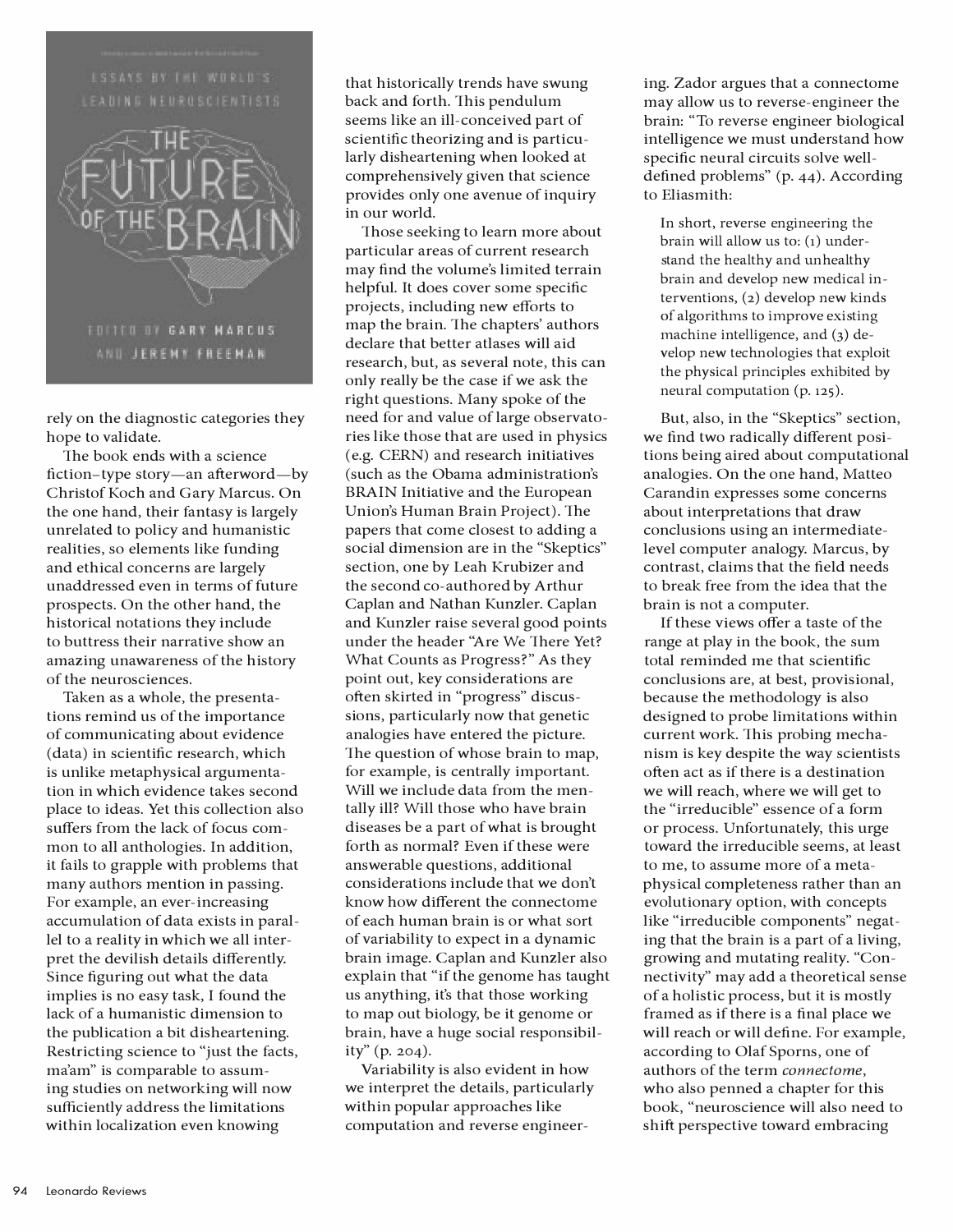rely on the diagnostic categories they hope to validate.

The book ends with a science fiction–type story—an afterword—by Christof Koch and Gary Marcus. On the one hand, their fantasy is largely unrelated to policy and humanistic realities, so elements like funding and ethical concerns are largely unaddressed even in terms of future prospects. On the other hand, the historical notations they include to buttress their narrative show an amazing unawareness of the history of the neurosciences.

Taken as a whole, the presentations remind us of the importance of communicating about evidence (data) in scientific research, which is unlike metaphysical argumentation in which evidence takes second place to ideas. Yet this collection also suffers from the lack of focus common to all anthologies. In addition, it fails to grapple with problems that many authors mention in passing. For example, an ever-increasing accumulation of data exists in parallel to a reality in which we all interpret the devilish details differently. Since figuring out what the data implies is no easy task, I found the lack of a humanistic dimension to the publication a bit disheartening. Restricting science to "just the facts, ma'am" is comparable to assuming studies on networking will now sufficiently address the limitations within localization even knowing that historically trends have swung back and forth. This pendulum seems like an ill-conceived part of scientific theorizing and is particularly disheartening when looked at comprehensively given that science provides only one avenue of inquiry in our world.

Those seeking to learn more about particular areas of current research may find the volume's limited terrain helpful. It does cover some specific projects, including new efforts to map the brain. The chapters' authors declare that better atlases will aid research, but, as several note, this can only really be the case if we ask the right questions. Many spoke of the need for and value of large observatories like those that are used in physics (e.g. CERN) and research initiatives (such as the Obama administration's BRAIN Initiative and the European Union's Human Brain Project). The papers that come closest to adding a social dimension are in the "Skeptics" section, one by Leah Krubizer and the second co-authored by Arthur Caplan and Nathan Kunzler. Caplan and Kunzler raise several good points under the header "Are We There Yet? What Counts as Progress?" As they point out, key considerations are often skirted in "progress" discussions, particularly now that genetic analogies have entered the picture. The question of whose brain to map, for example, is centrally important. Will we include data from the mentally ill? Will those who have brain diseases be a part of what is brought forth as normal? Even if these were answerable questions, additional considerations include that we don't know how different the connectome of each human brain is or what sort of variability to expect in a dynamic brain image. Caplan and Kunzler also explain that "if the genome has taught us anything, it's that those working to map out biology, be it genome or brain, have a huge social responsibility" (p. 204).

Variability is also evident in how we interpret the details, particularly within popular approaches like computation and reverse engineering. Zador argues that a connectome may allow us to reverse-engineer the brain: "To reverse engineer biological intelligence we must understand how specific neural circuits solve well-defined problems" (p. 44). According to Eliasmith:

> In short, reverse engineering the brain will allow us to: (1) understand the healthy and unhealthy brain and develop new medical interventions, (2) develop new kinds of algorithms to improve existing machine intelligence, and (3) develop new technologies that exploit the physical principles exhibited by neural computation (p. 125).

But, also, in the "Skeptics" section, we find two radically different positions being aired about computational analogies. On the one hand, Matteo Carandin expresses some concerns about interpretations that draw conclusions using an intermediate-level computer analogy. Marcus, by contrast, claims that the field needs to break free from the idea that the brain is not a computer.

If these views offer a taste of the range at play in the book, the sum total reminded me that scientific conclusions are, at best, provisional, because the methodology is also designed to probe limitations within current work. This probing mechanism is key despite the way scientists often act as if there is a destination we will reach, where we will get to the "irreducible" essence of a form or process. Unfortunately, this urge toward the irreducible seems, at least to me, to assume more of a metaphysical completeness rather than an evolutionary option, with concepts like "irreducible components" negating that the brain is a part of a living, growing and mutating reality. "Connectivity" may add a theoretical sense of a holistic process, but it is mostly framed as if there is a final place we will reach or will define. For example, according to Olaf Sporns, one of authors of the term *connectome*, who also penned a chapter for this book, "neuroscience will also need to shift perspective toward embracing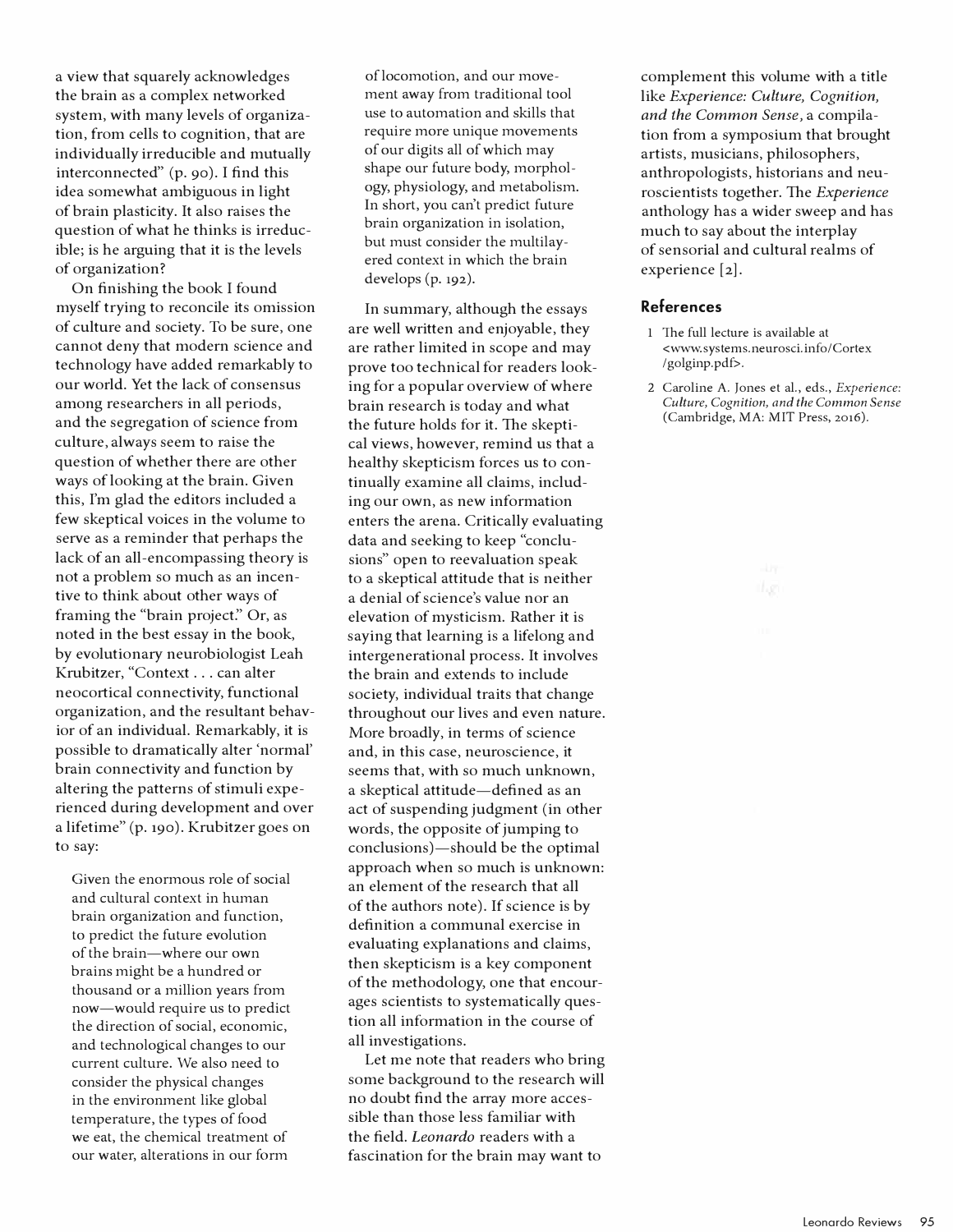a view that squarely acknowledges the brain as a complex networked system, with many levels of organization, from cells to cognition, that are individually irreducible and mutually interconnected" (p. 90). I find this idea somewhat ambiguous in light of brain plasticity. It also raises the question of what he thinks is irreducible; is he arguing that it is the levels of organization?

On finishing the book I found myself trying to reconcile its omission of culture and society. To be sure, one cannot deny that modern science and technology have added remarkably to our world. Yet the lack of consensus among researchers in all periods, and the segregation of science from culture, always seem to raise the question of whether there are other ways of looking at the brain. Given this, I'm glad the editors included a few skeptical voices in the volume to serve as a reminder that perhaps the lack of an all-encompassing theory is not a problem so much as an incentive to think about other ways of framing the "brain project." Or, as noted in the best essay in the book, by evolutionary neurobiologist Leah Krubitzer, "Context . . . can alter neocortical connectivity, functional organization, and the resultant behavior of an individual. Remarkably, it is possible to dramatically alter 'normal' brain connectivity and function by altering the patterns of stimuli experienced during development and over a lifetime" (p. 190). Krubitzer goes on to say:

> Given the enormous role of social and cultural context in human brain organization and function, to predict the future evolution of the brain—where our own brains might be a hundred or thousand or a million years from now—would require us to predict the direction of social, economic, and technological changes to our current culture. We also need to consider the physical changes in the environment like global temperature, the types of food we eat, the chemical treatment of our water, alterations in our form of locomotion, and our movement away from traditional tool use to automation and skills that require more unique movements of our digits all of which may shape our future body, morphology, physiology, and metabolism. In short, you can't predict future brain organization in isolation, but must consider the multilayered context in which the brain develops (p. 192).

In summary, although the essays are well written and enjoyable, they are rather limited in scope and may prove too technical for readers looking for a popular overview of where brain research is today and what the future holds for it. The skeptical views, however, remind us that a healthy skepticism forces us to continually examine all claims, including our own, as new information enters the arena. Critically evaluating data and seeking to keep "conclusions" open to reevaluation speak to a skeptical attitude that is neither a denial of science's value nor an elevation of mysticism. Rather it is saying that learning is a lifelong and intergenerational process. It involves the brain and extends to include society, individual traits that change throughout our lives and even nature. More broadly, in terms of science and, in this case, neuroscience, it seems that, with so much unknown, a skeptical attitude—defined as an act of suspending judgment (in other words, the opposite of jumping to conclusions)—should be the optimal approach when so much is unknown: an element of the research that all of the authors note). If science is by definition a communal exercise in evaluating explanations and claims, then skepticism is a key component of the methodology, one that encourages scientists to systematically question all information in the course of all investigations.

Let me note that readers who bring some background to the research will no doubt find the array more accessible than those less familiar with the field. *Leonardo* readers with a fascination for the brain may want to complement this volume with a title like *Experience: Culture, Cognition, and the Common Sense,* a compilation from a symposium that brought artists, musicians, philosophers, anthropologists, historians and neuroscientists together. The *Experience* anthology has a wider sweep and has much to say about the interplay of sensorial and cultural realms of experience [2].

## References

1. The full lecture is available at <www.systems.neurosci.info/Cortex/golginp.pdf>.
2. Caroline A. Jones et al., eds., *Experience: Culture, Cognition, and the Common Sense* (Cambridge, MA: MIT Press, 2016).